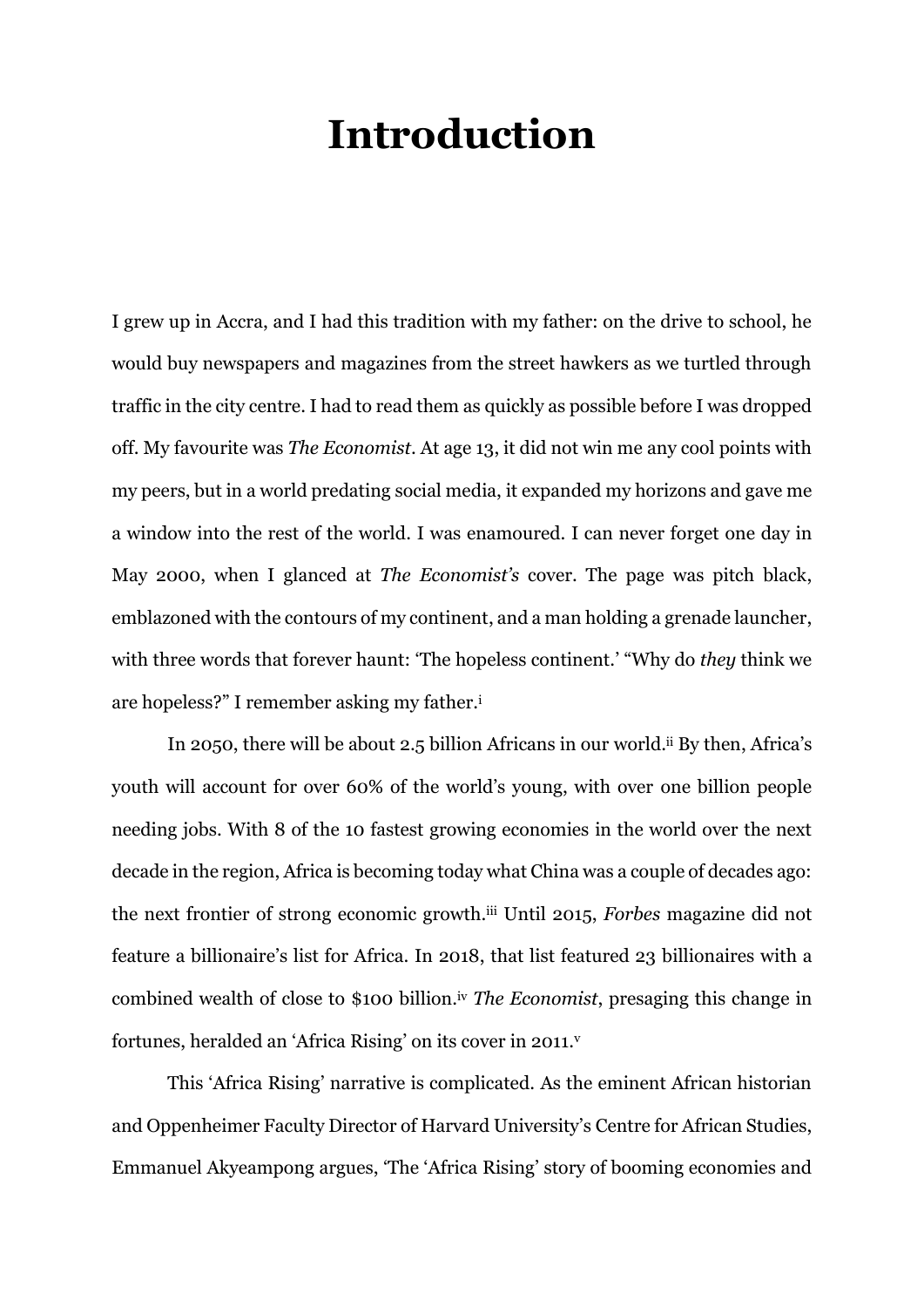# Introduction

I grew up in Accra, and I had this tradition with my father: on the drive to school, he would buy newspapers and magazines from the street hawkers as we turtled through traffic in the city centre. I had to read them as quickly as possible before I was dropped off. My favourite was *The Economist*. At age 13, it did not win me any cool points with my peers, but in a world predating social media, it expanded my horizons and gave me a window into the rest of the world. I was enamoured. I can never forget one day in May 2000, when I glanced at *The Economist's* cover. The page was pitch black, emblazoned with the contours of my continent, and a man holding a grenade launcher, with three words that forever haunt: 'The hopeless continent.' "Why do *they* think we are hopeless?" I remember asking my father.[i]

In 2050, there will be about 2.5 billion Africans in our world.[ii] By then, Africa's youth will account for over 60% of the world's young, with over one billion people needing jobs. With 8 of the 10 fastest growing economies in the world over the next decade in the region, Africa is becoming today what China was a couple of decades ago: the next frontier of strong economic growth.[iii] Until 2015, *Forbes* magazine did not feature a billionaire's list for Africa. In 2018, that list featured 23 billionaires with a combined wealth of close to $100 billion.[iv] *The Economist*, presaging this change in fortunes, heralded an 'Africa Rising' on its cover in 2011.[v]

This 'Africa Rising' narrative is complicated. As the eminent African historian and Oppenheimer Faculty Director of Harvard University's Centre for African Studies, Emmanuel Akyeampong argues, 'The 'Africa Rising' story of booming economies and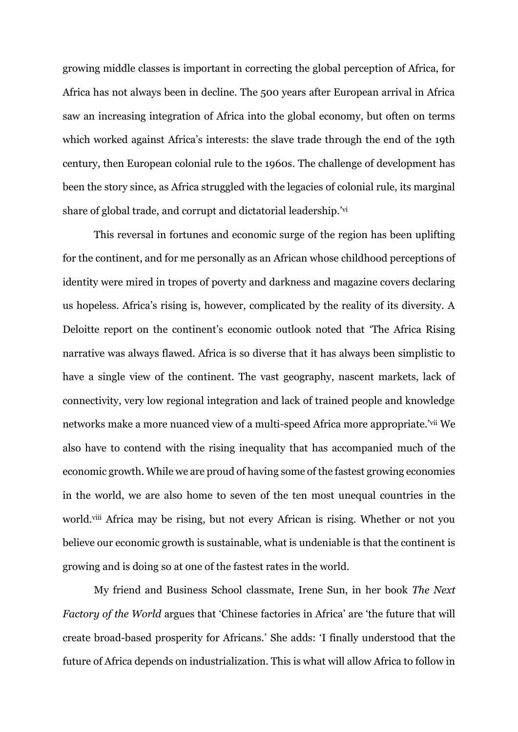growing middle classes is important in correcting the global perception of Africa, for Africa has not always been in decline. The 500 years after European arrival in Africa saw an increasing integration of Africa into the global economy, but often on terms which worked against Africa's interests: the slave trade through the end of the 19th century, then European colonial rule to the 1960s. The challenge of development has been the story since, as Africa struggled with the legacies of colonial rule, its marginal share of global trade, and corrupt and dictatorial leadership.'[vi]

This reversal in fortunes and economic surge of the region has been uplifting for the continent, and for me personally as an African whose childhood perceptions of identity were mired in tropes of poverty and darkness and magazine covers declaring us hopeless. Africa's rising is, however, complicated by the reality of its diversity. A Deloitte report on the continent's economic outlook noted that 'The Africa Rising narrative was always flawed. Africa is so diverse that it has always been simplistic to have a single view of the continent. The vast geography, nascent markets, lack of connectivity, very low regional integration and lack of trained people and knowledge networks make a more nuanced view of a multi-speed Africa more appropriate.'[vii] We also have to contend with the rising inequality that has accompanied much of the economic growth. While we are proud of having some of the fastest growing economies in the world, we are also home to seven of the ten most unequal countries in the world.[viii] Africa may be rising, but not every African is rising. Whether or not you believe our economic growth is sustainable, what is undeniable is that the continent is growing and is doing so at one of the fastest rates in the world.

My friend and Business School classmate, Irene Sun, in her book *The Next Factory of the World* argues that 'Chinese factories in Africa' are 'the future that will create broad-based prosperity for Africans.' She adds: 'I finally understood that the future of Africa depends on industrialization. This is what will allow Africa to follow in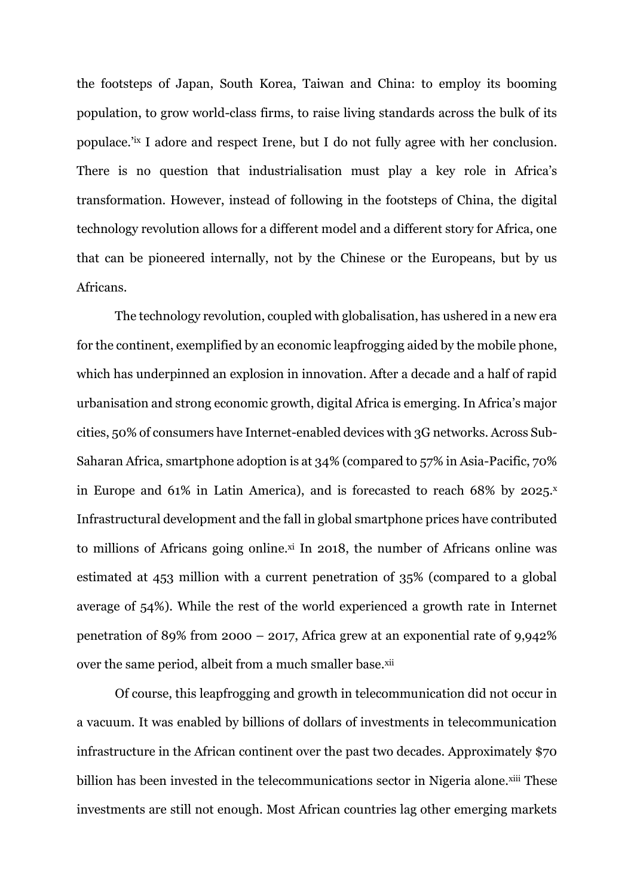the footsteps of Japan, South Korea, Taiwan and China: to employ its booming population, to grow world-class firms, to raise living standards across the bulk of its populace.'[ix] I adore and respect Irene, but I do not fully agree with her conclusion. There is no question that industrialisation must play a key role in Africa's transformation. However, instead of following in the footsteps of China, the digital technology revolution allows for a different model and a different story for Africa, one that can be pioneered internally, not by the Chinese or the Europeans, but by us Africans.

The technology revolution, coupled with globalisation, has ushered in a new era for the continent, exemplified by an economic leapfrogging aided by the mobile phone, which has underpinned an explosion in innovation. After a decade and a half of rapid urbanisation and strong economic growth, digital Africa is emerging. In Africa's major cities, 50% of consumers have Internet-enabled devices with 3G networks. Across Sub-Saharan Africa, smartphone adoption is at 34% (compared to 57% in Asia-Pacific, 70% in Europe and 61% in Latin America), and is forecasted to reach 68% by 2025.[x] Infrastructural development and the fall in global smartphone prices have contributed to millions of Africans going online.[xi] In 2018, the number of Africans online was estimated at 453 million with a current penetration of 35% (compared to a global average of 54%). While the rest of the world experienced a growth rate in Internet penetration of 89% from 2000 – 2017, Africa grew at an exponential rate of 9,942% over the same period, albeit from a much smaller base.[xii]

Of course, this leapfrogging and growth in telecommunication did not occur in a vacuum. It was enabled by billions of dollars of investments in telecommunication infrastructure in the African continent over the past two decades. Approximately $70 billion has been invested in the telecommunications sector in Nigeria alone.[xiii] These investments are still not enough. Most African countries lag other emerging markets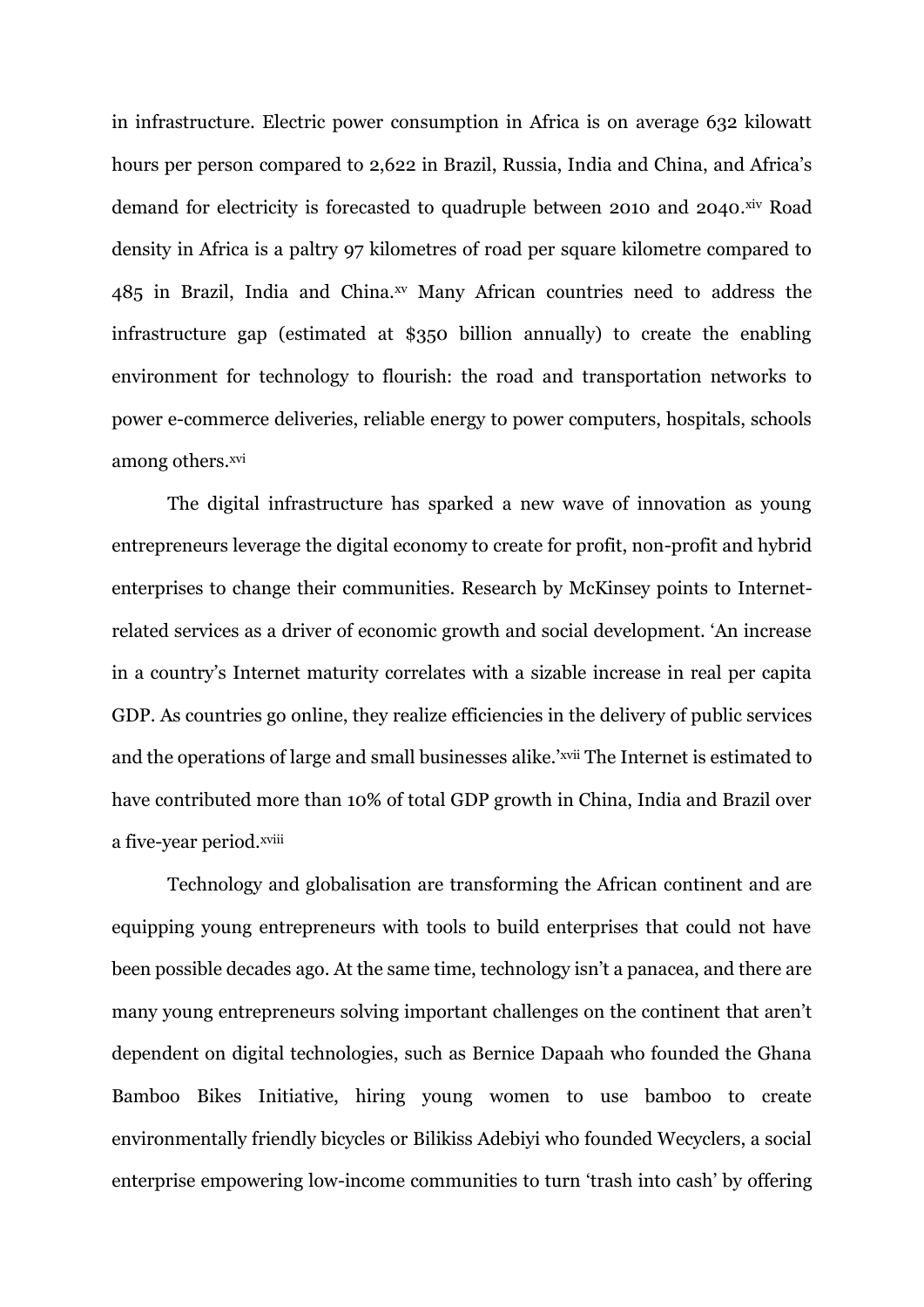in infrastructure. Electric power consumption in Africa is on average 632 kilowatt hours per person compared to 2,622 in Brazil, Russia, India and China, and Africa's demand for electricity is forecasted to quadruple between 2010 and 2040.[xiv] Road density in Africa is a paltry 97 kilometres of road per square kilometre compared to 485 in Brazil, India and China.[xv] Many African countries need to address the infrastructure gap (estimated at $350 billion annually) to create the enabling environment for technology to flourish: the road and transportation networks to power e-commerce deliveries, reliable energy to power computers, hospitals, schools among others.[xvi]

The digital infrastructure has sparked a new wave of innovation as young entrepreneurs leverage the digital economy to create for profit, non-profit and hybrid enterprises to change their communities. Research by McKinsey points to Internet-related services as a driver of economic growth and social development. 'An increase in a country's Internet maturity correlates with a sizable increase in real per capita GDP. As countries go online, they realize efficiencies in the delivery of public services and the operations of large and small businesses alike.'[xvii] The Internet is estimated to have contributed more than 10% of total GDP growth in China, India and Brazil over a five-year period.[xviii]

Technology and globalisation are transforming the African continent and are equipping young entrepreneurs with tools to build enterprises that could not have been possible decades ago. At the same time, technology isn't a panacea, and there are many young entrepreneurs solving important challenges on the continent that aren't dependent on digital technologies, such as Bernice Dapaah who founded the Ghana Bamboo Bikes Initiative, hiring young women to use bamboo to create environmentally friendly bicycles or Bilikiss Adebiyi who founded Wecyclers, a social enterprise empowering low-income communities to turn 'trash into cash' by offering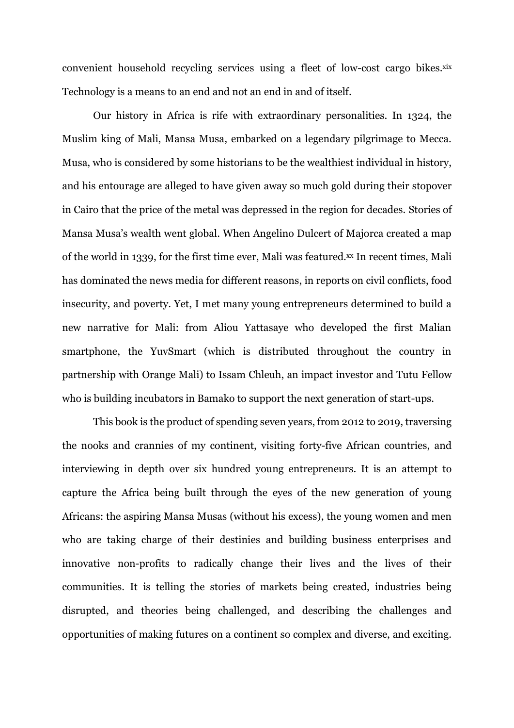convenient household recycling services using a fleet of low-cost cargo bikes.[xix] Technology is a means to an end and not an end in and of itself.

Our history in Africa is rife with extraordinary personalities. In 1324, the Muslim king of Mali, Mansa Musa, embarked on a legendary pilgrimage to Mecca. Musa, who is considered by some historians to be the wealthiest individual in history, and his entourage are alleged to have given away so much gold during their stopover in Cairo that the price of the metal was depressed in the region for decades. Stories of Mansa Musa's wealth went global. When Angelino Dulcert of Majorca created a map of the world in 1339, for the first time ever, Mali was featured.[xx] In recent times, Mali has dominated the news media for different reasons, in reports on civil conflicts, food insecurity, and poverty. Yet, I met many young entrepreneurs determined to build a new narrative for Mali: from Aliou Yattasaye who developed the first Malian smartphone, the YuvSmart (which is distributed throughout the country in partnership with Orange Mali) to Issam Chleuh, an impact investor and Tutu Fellow who is building incubators in Bamako to support the next generation of start-ups.

This book is the product of spending seven years, from 2012 to 2019, traversing the nooks and crannies of my continent, visiting forty-five African countries, and interviewing in depth over six hundred young entrepreneurs. It is an attempt to capture the Africa being built through the eyes of the new generation of young Africans: the aspiring Mansa Musas (without his excess), the young women and men who are taking charge of their destinies and building business enterprises and innovative non-profits to radically change their lives and the lives of their communities. It is telling the stories of markets being created, industries being disrupted, and theories being challenged, and describing the challenges and opportunities of making futures on a continent so complex and diverse, and exciting.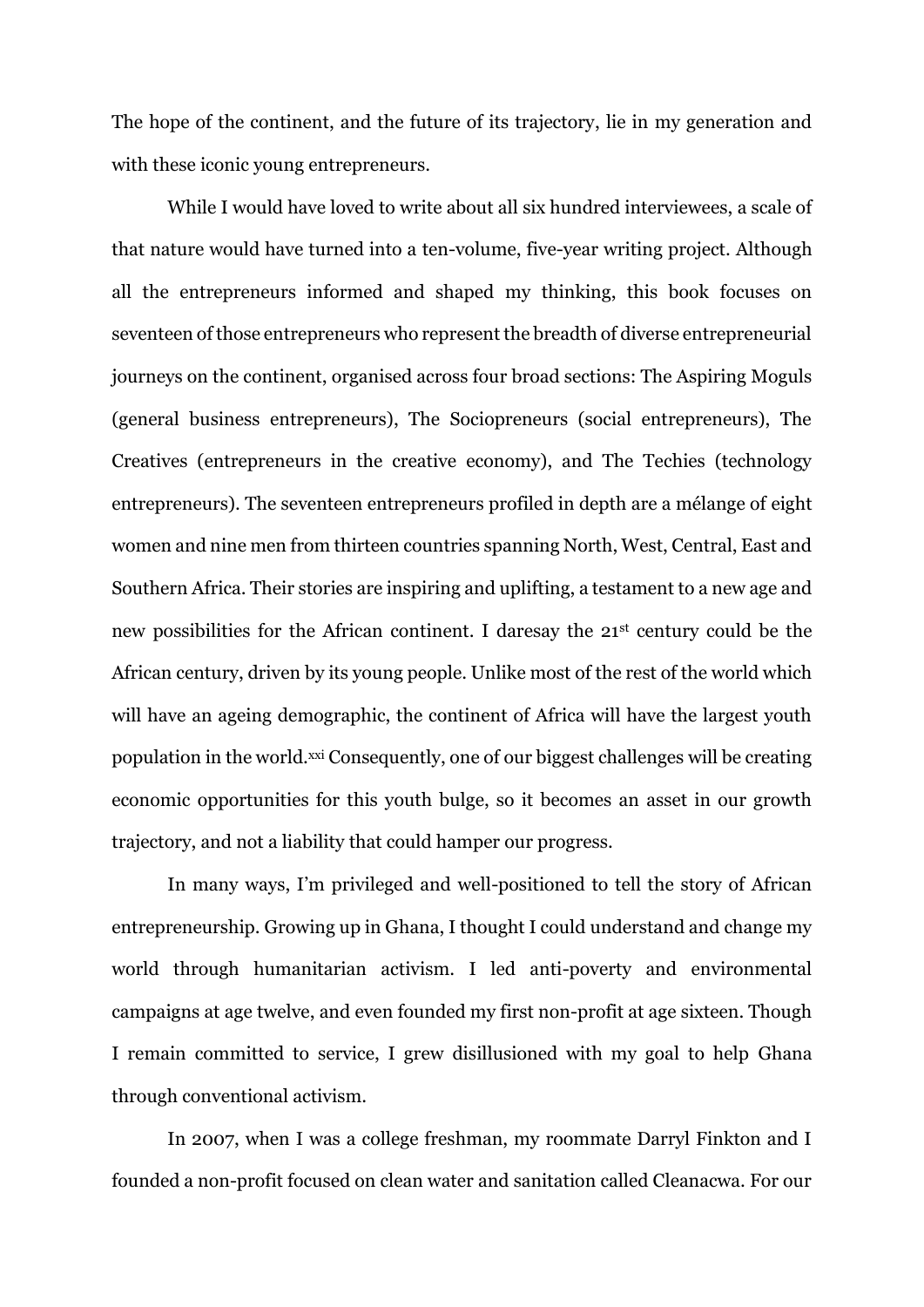The hope of the continent, and the future of its trajectory, lie in my generation and with these iconic young entrepreneurs.

While I would have loved to write about all six hundred interviewees, a scale of that nature would have turned into a ten-volume, five-year writing project. Although all the entrepreneurs informed and shaped my thinking, this book focuses on seventeen of those entrepreneurs who represent the breadth of diverse entrepreneurial journeys on the continent, organised across four broad sections: The Aspiring Moguls (general business entrepreneurs), The Sociopreneurs (social entrepreneurs), The Creatives (entrepreneurs in the creative economy), and The Techies (technology entrepreneurs). The seventeen entrepreneurs profiled in depth are a mélange of eight women and nine men from thirteen countries spanning North, West, Central, East and Southern Africa. Their stories are inspiring and uplifting, a testament to a new age and new possibilities for the African continent. I daresay the 21st century could be the African century, driven by its young people. Unlike most of the rest of the world which will have an ageing demographic, the continent of Africa will have the largest youth population in the world.[xxi] Consequently, one of our biggest challenges will be creating economic opportunities for this youth bulge, so it becomes an asset in our growth trajectory, and not a liability that could hamper our progress.

In many ways, I'm privileged and well-positioned to tell the story of African entrepreneurship. Growing up in Ghana, I thought I could understand and change my world through humanitarian activism. I led anti-poverty and environmental campaigns at age twelve, and even founded my first non-profit at age sixteen. Though I remain committed to service, I grew disillusioned with my goal to help Ghana through conventional activism.

In 2007, when I was a college freshman, my roommate Darryl Finkton and I founded a non-profit focused on clean water and sanitation called Cleanacwa. For our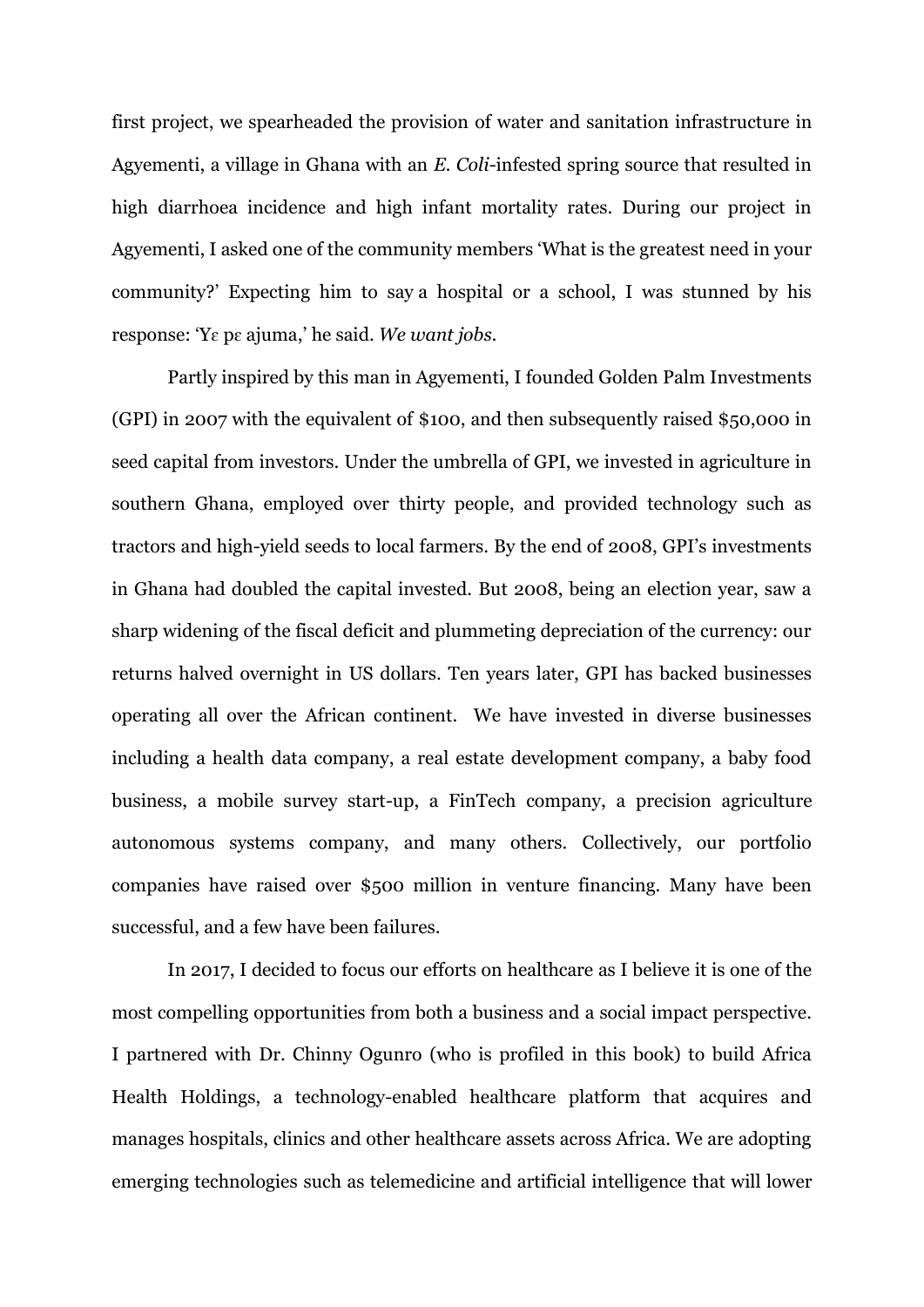first project, we spearheaded the provision of water and sanitation infrastructure in Agyementi, a village in Ghana with an *E. Coli*-infested spring source that resulted in high diarrhoea incidence and high infant mortality rates. During our project in Agyementi, I asked one of the community members 'What is the greatest need in your community?' Expecting him to say a hospital or a school, I was stunned by his response: 'Yɛ pɛ ajuma,' he said. *We want jobs.*

Partly inspired by this man in Agyementi, I founded Golden Palm Investments (GPI) in 2007 with the equivalent of $100, and then subsequently raised $50,000 in seed capital from investors. Under the umbrella of GPI, we invested in agriculture in southern Ghana, employed over thirty people, and provided technology such as tractors and high-yield seeds to local farmers. By the end of 2008, GPI's investments in Ghana had doubled the capital invested. But 2008, being an election year, saw a sharp widening of the fiscal deficit and plummeting depreciation of the currency: our returns halved overnight in US dollars. Ten years later, GPI has backed businesses operating all over the African continent. We have invested in diverse businesses including a health data company, a real estate development company, a baby food business, a mobile survey start-up, a FinTech company, a precision agriculture autonomous systems company, and many others. Collectively, our portfolio companies have raised over $500 million in venture financing. Many have been successful, and a few have been failures.

In 2017, I decided to focus our efforts on healthcare as I believe it is one of the most compelling opportunities from both a business and a social impact perspective. I partnered with Dr. Chinny Ogunro (who is profiled in this book) to build Africa Health Holdings, a technology-enabled healthcare platform that acquires and manages hospitals, clinics and other healthcare assets across Africa. We are adopting emerging technologies such as telemedicine and artificial intelligence that will lower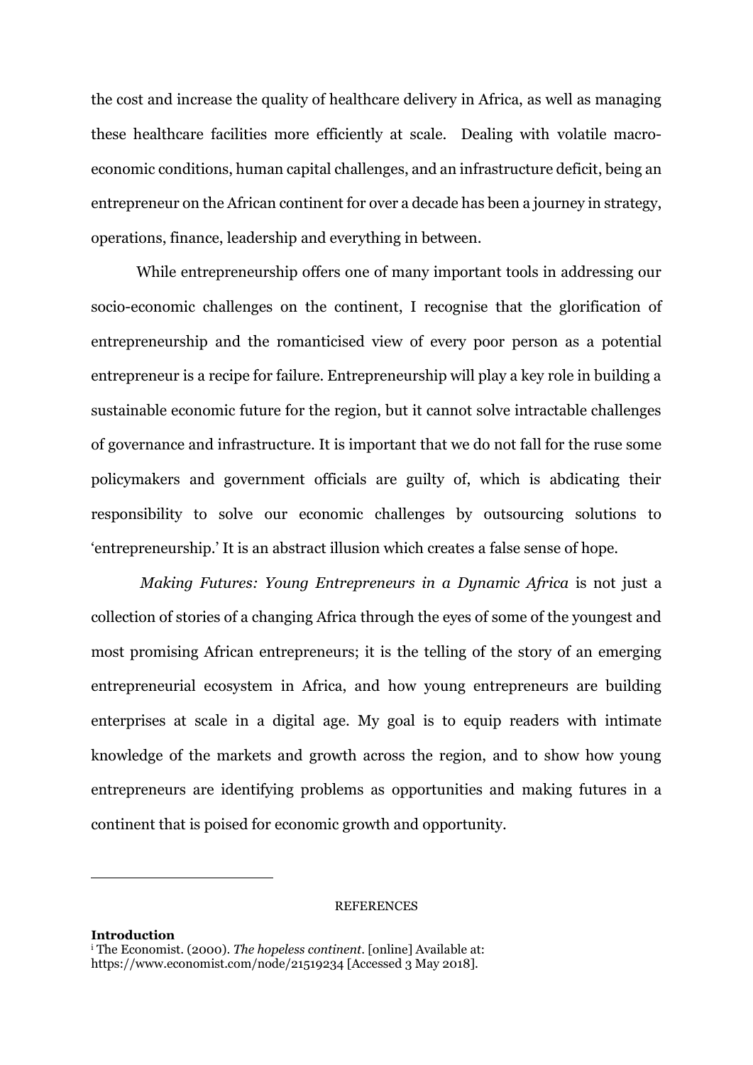the cost and increase the quality of healthcare delivery in Africa, as well as managing these healthcare facilities more efficiently at scale. Dealing with volatile macro-economic conditions, human capital challenges, and an infrastructure deficit, being an entrepreneur on the African continent for over a decade has been a journey in strategy, operations, finance, leadership and everything in between.

While entrepreneurship offers one of many important tools in addressing our socio-economic challenges on the continent, I recognise that the glorification of entrepreneurship and the romanticised view of every poor person as a potential entrepreneur is a recipe for failure. Entrepreneurship will play a key role in building a sustainable economic future for the region, but it cannot solve intractable challenges of governance and infrastructure. It is important that we do not fall for the ruse some policymakers and government officials are guilty of, which is abdicating their responsibility to solve our economic challenges by outsourcing solutions to 'entrepreneurship.' It is an abstract illusion which creates a false sense of hope.

*Making Futures: Young Entrepreneurs in a Dynamic Africa* is not just a collection of stories of a changing Africa through the eyes of some of the youngest and most promising African entrepreneurs; it is the telling of the story of an emerging entrepreneurial ecosystem in Africa, and how young entrepreneurs are building enterprises at scale in a digital age. My goal is to equip readers with intimate knowledge of the markets and growth across the region, and to show how young entrepreneurs are identifying problems as opportunities and making futures in a continent that is poised for economic growth and opportunity.

---

REFERENCES

**Introduction**

[i] The Economist. (2000). *The hopeless continent*. [online] Available at: https://www.economist.com/node/21519234 [Accessed 3 May 2018].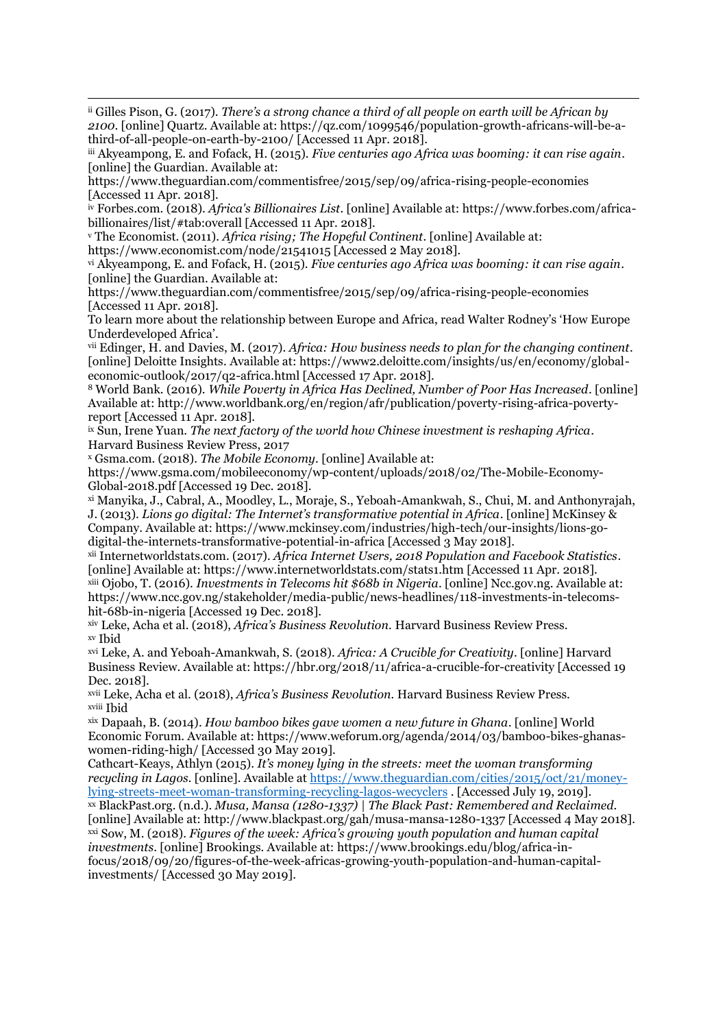[ii] Gilles Pison, G. (2017). *There's a strong chance a third of all people on earth will be African by 2100*. [online] Quartz. Available at: https://qz.com/1099546/population-growth-africans-will-be-a-third-of-all-people-on-earth-by-2100/ [Accessed 11 Apr. 2018].

[iii] Akyeampong, E. and Fofack, H. (2015). *Five centuries ago Africa was booming: it can rise again*. [online] the Guardian. Available at: https://www.theguardian.com/commentisfree/2015/sep/09/africa-rising-people-economies [Accessed 11 Apr. 2018].

[iv] Forbes.com. (2018). *Africa's Billionaires List*. [online] Available at: https://www.forbes.com/africa-billionaires/list/#tab:overall [Accessed 11 Apr. 2018].

[v] The Economist. (2011). *Africa rising; The Hopeful Continent*. [online] Available at: https://www.economist.com/node/21541015 [Accessed 2 May 2018].

[vi] Akyeampong, E. and Fofack, H. (2015). *Five centuries ago Africa was booming: it can rise again*. [online] the Guardian. Available at: https://www.theguardian.com/commentisfree/2015/sep/09/africa-rising-people-economies [Accessed 11 Apr. 2018].

To learn more about the relationship between Europe and Africa, read Walter Rodney's 'How Europe Underdeveloped Africa'.

[vii] Edinger, H. and Davies, M. (2017). *Africa: How business needs to plan for the changing continent*. [online] Deloitte Insights. Available at: https://www2.deloitte.com/insights/us/en/economy/global-economic-outlook/2017/q2-africa.html [Accessed 17 Apr. 2018].

[8] World Bank. (2016). *While Poverty in Africa Has Declined, Number of Poor Has Increased*. [online] Available at: http://www.worldbank.org/en/region/afr/publication/poverty-rising-africa-poverty-report [Accessed 11 Apr. 2018].

[ix] Sun, Irene Yuan. *The next factory of the world how Chinese investment is reshaping Africa*. Harvard Business Review Press, 2017

[x] Gsma.com. (2018). *The Mobile Economy*. [online] Available at: https://www.gsma.com/mobileeconomy/wp-content/uploads/2018/02/The-Mobile-Economy-Global-2018.pdf [Accessed 19 Dec. 2018].

[xi] Manyika, J., Cabral, A., Moodley, L., Moraje, S., Yeboah-Amankwah, S., Chui, M. and Anthonyrajah, J. (2013). *Lions go digital: The Internet's transformative potential in Africa*. [online] McKinsey & Company. Available at: https://www.mckinsey.com/industries/high-tech/our-insights/lions-go-digital-the-internets-transformative-potential-in-africa [Accessed 3 May 2018].

[xii] Internetworldstats.com. (2017). *Africa Internet Users, 2018 Population and Facebook Statistics*. [online] Available at: https://www.internetworldstats.com/stats1.htm [Accessed 11 Apr. 2018].

[xiii] Ojobo, T. (2016). *Investments in Telecoms hit $68b in Nigeria*. [online] Ncc.gov.ng. Available at: https://www.ncc.gov.ng/stakeholder/media-public/news-headlines/118-investments-in-telecoms-hit-68b-in-nigeria [Accessed 19 Dec. 2018].

[xiv] Leke, Acha et al. (2018), *Africa's Business Revolution*. Harvard Business Review Press.

[xv] Ibid

[xvi] Leke, A. and Yeboah-Amankwah, S. (2018). *Africa: A Crucible for Creativity*. [online] Harvard Business Review. Available at: https://hbr.org/2018/11/africa-a-crucible-for-creativity [Accessed 19 Dec. 2018].

[xvii] Leke, Acha et al. (2018), *Africa's Business Revolution*. Harvard Business Review Press.

[xviii] Ibid

[xix] Dapaah, B. (2014). *How bamboo bikes gave women a new future in Ghana*. [online] World Economic Forum. Available at: https://www.weforum.org/agenda/2014/03/bamboo-bikes-ghanas-women-riding-high/ [Accessed 30 May 2019].

Cathcart-Keays, Athlyn (2015). *It's money lying in the streets: meet the woman transforming recycling in Lagos*. [online]. Available at [https://www.theguardian.com/cities/2015/oct/21/money-lying-streets-meet-woman-transforming-recycling-lagos-wecyclers](https://www.theguardian.com/cities/2015/oct/21/money-lying-streets-meet-woman-transforming-recycling-lagos-wecyclers) . [Accessed July 19, 2019].

[xx] BlackPast.org. (n.d.). *Musa, Mansa (1280-1337) | The Black Past: Remembered and Reclaimed*. [online] Available at: http://www.blackpast.org/gah/musa-mansa-1280-1337 [Accessed 4 May 2018].

[xxi] Sow, M. (2018). *Figures of the week: Africa's growing youth population and human capital investments*. [online] Brookings. Available at: https://www.brookings.edu/blog/africa-in-focus/2018/09/20/figures-of-the-week-africas-growing-youth-population-and-human-capital-investments/ [Accessed 30 May 2019].